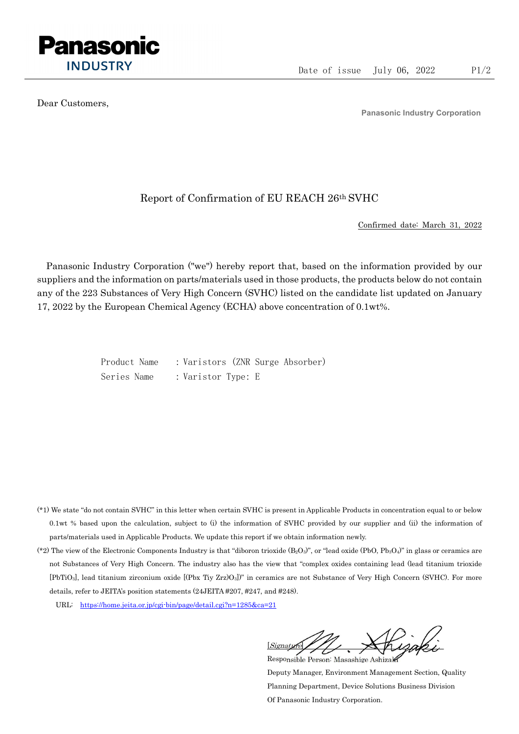Panasonic INDUSTRY

Date of issue July 06, 2022

Dear Customers,

Panasonic Industry Corporation

# Report of Confirmation of EU REACH 26th SVHC

Confirmed date: March 31, 2022

Panasonic Industry Corporation ("we") hereby report that, based on the information provided by our suppliers and the information on parts/materials used in those products, the products below do not contain any of the 223 Substances of Very High Concern (SVHC) listed on the candidate list updated on January 17, 2022 by the European Chemical Agency (ECHA) above concentration of 0.1wt%.

Product Name : Varistors (ZNR Surge Absorber)
Series Name : Varistor Type: E

(*1) We state "do not contain SVHC" in this letter when certain SVHC is present in Applicable Products in concentration equal to or below 0.1wt % based upon the calculation, subject to (i) the information of SVHC provided by our supplier and (ii) the information of parts/materials used in Applicable Products. We update this report if we obtain information newly.

(*2) The view of the Electronic Components Industry is that "diboron trioxide ($B_2O_3$)", or "lead oxide (PbO, $Pb_3O_4$)" in glass or ceramics are not Substances of Very High Concern. The industry also has the view that "complex oxides containing lead (lead titanium trioxide [$PbTiO_3$], lead titanium zirconium oxide [(Pbx Tiy Zrz)$O_3$])" in ceramics are not Substance of Very High Concern (SVHC). For more details, refer to JEITA's position statements (24JEITA #207, #247, and #248).

URL: https://home.jeita.or.jp/cgi-bin/page/detail.cgi?n=1285&ca=21

[Signature]
Responsible Person: Masashige Ashizaki
Deputy Manager, Environment Management Section, Quality Planning Department, Device Solutions Business Division
Of Panasonic Industry Corporation.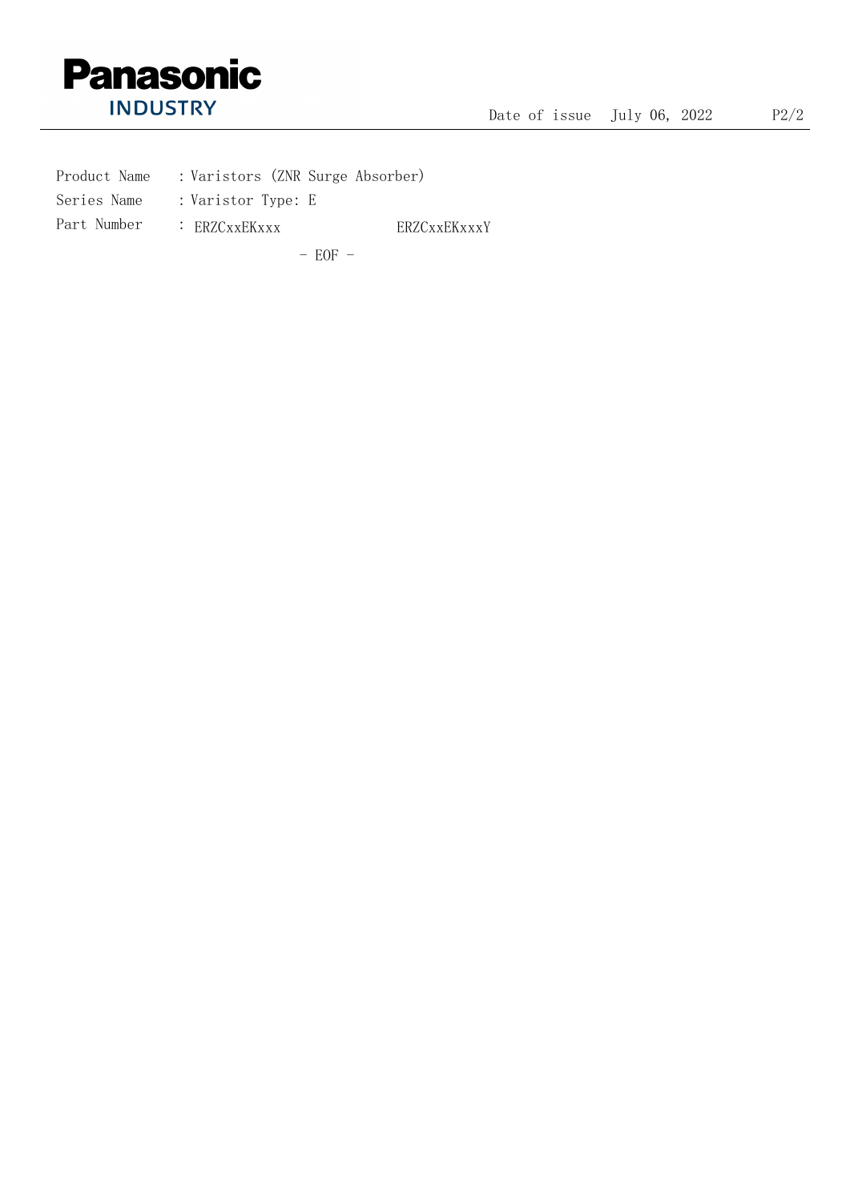Product Name : Varistors (ZNR Surge Absorber)

Series Name : Varistor Type: E

Part Number : ERZCxxEKxxx ERZCxxEKxxxY

－ EOF －